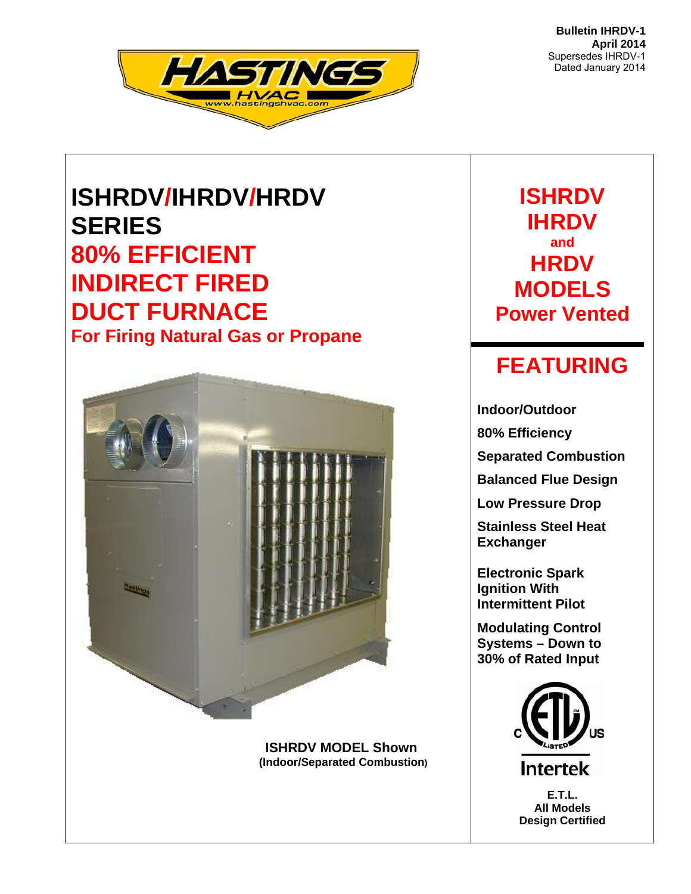**Bulletin IHRDV-1**
**April 2014**
Supersedes IHRDV-1
Dated January 2014

HASTINGS HVAC
www.hastingshvac.com

# ISHRDV/IHRDV/HRDV SERIES
# 80% EFFICIENT INDIRECT FIRED DUCT FURNACE
## For Firing Natural Gas or Propane

**ISHRDV MODEL Shown**
**(Indoor/Separated Combustion)**

## ISHRDV IHRDV and HRDV MODELS Power Vented

## FEATURING

**Indoor/Outdoor**

**80% Efficiency**

**Separated Combustion**

**Balanced Flue Design**

**Low Pressure Drop**

**Stainless Steel Heat Exchanger**

**Electronic Spark Ignition With Intermittent Pilot**

**Modulating Control Systems – Down to 30% of Rated Input**

C ETL LISTED US
Intertek

**E.T.L.**
**All Models**
**Design Certified**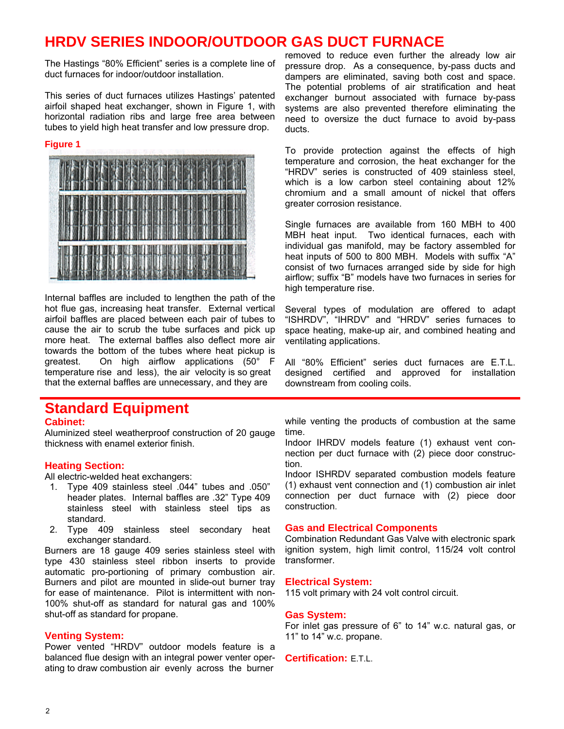# HRDV SERIES INDOOR/OUTDOOR GAS DUCT FURNACE

The Hastings "80% Efficient" series is a complete line of duct furnaces for indoor/outdoor installation.

This series of duct furnaces utilizes Hastings' patented airfoil shaped heat exchanger, shown in Figure 1, with horizontal radiation ribs and large free area between tubes to yield high heat transfer and low pressure drop.

**Figure 1**

Internal baffles are included to lengthen the path of the hot flue gas, increasing heat transfer. External vertical airfoil baffles are placed between each pair of tubes to cause the air to scrub the tube surfaces and pick up more heat. The external baffles also deflect more air towards the bottom of the tubes where heat pickup is greatest. On high airflow applications (50° F temperature rise and less), the air velocity is so great that the external baffles are unnecessary, and they are removed to reduce even further the already low air pressure drop. As a consequence, by-pass ducts and dampers are eliminated, saving both cost and space. The potential problems of air stratification and heat exchanger burnout associated with furnace by-pass systems are also prevented therefore eliminating the need to oversize the duct furnace to avoid by-pass ducts.

To provide protection against the effects of high temperature and corrosion, the heat exchanger for the "HRDV" series is constructed of 409 stainless steel, which is a low carbon steel containing about 12% chromium and a small amount of nickel that offers greater corrosion resistance.

Single furnaces are available from 160 MBH to 400 MBH heat input. Two identical furnaces, each with individual gas manifold, may be factory assembled for heat inputs of 500 to 800 MBH. Models with suffix "A" consist of two furnaces arranged side by side for high airflow; suffix "B" models have two furnaces in series for high temperature rise.

Several types of modulation are offered to adapt "ISHRDV", "IHRDV" and "HRDV" series furnaces to space heating, make-up air, and combined heating and ventilating applications.

All "80% Efficient" series duct furnaces are E.T.L. designed certified and approved for installation downstream from cooling coils.

## Standard Equipment

### Cabinet:

Aluminized steel weatherproof construction of 20 gauge thickness with enamel exterior finish.

### Heating Section:

All electric-welded heat exchangers:

1. Type 409 stainless steel .044" tubes and .050" header plates. Internal baffles are .32" Type 409 stainless steel with stainless steel tips as standard.
2. Type 409 stainless steel secondary heat exchanger standard.

Burners are 18 gauge 409 series stainless steel with type 430 stainless steel ribbon inserts to provide automatic pro-portioning of primary combustion air. Burners and pilot are mounted in slide-out burner tray for ease of maintenance. Pilot is intermittent with non-100% shut-off as standard for natural gas and 100% shut-off as standard for propane.

### Venting System:

Power vented "HRDV" outdoor models feature is a balanced flue design with an integral power venter operating to draw combustion air evenly across the burner while venting the products of combustion at the same time.

Indoor IHRDV models feature (1) exhaust vent connection per duct furnace with (2) piece door construction.

Indoor ISHRDV separated combustion models feature (1) exhaust vent connection and (1) combustion air inlet connection per duct furnace with (2) piece door construction.

### Gas and Electrical Components

Combination Redundant Gas Valve with electronic spark ignition system, high limit control, 115/24 volt control transformer.

### Electrical System:

115 volt primary with 24 volt control circuit.

### Gas System:

For inlet gas pressure of 6" to 14" w.c. natural gas, or 11" to 14" w.c. propane.

### Certification: E.T.L.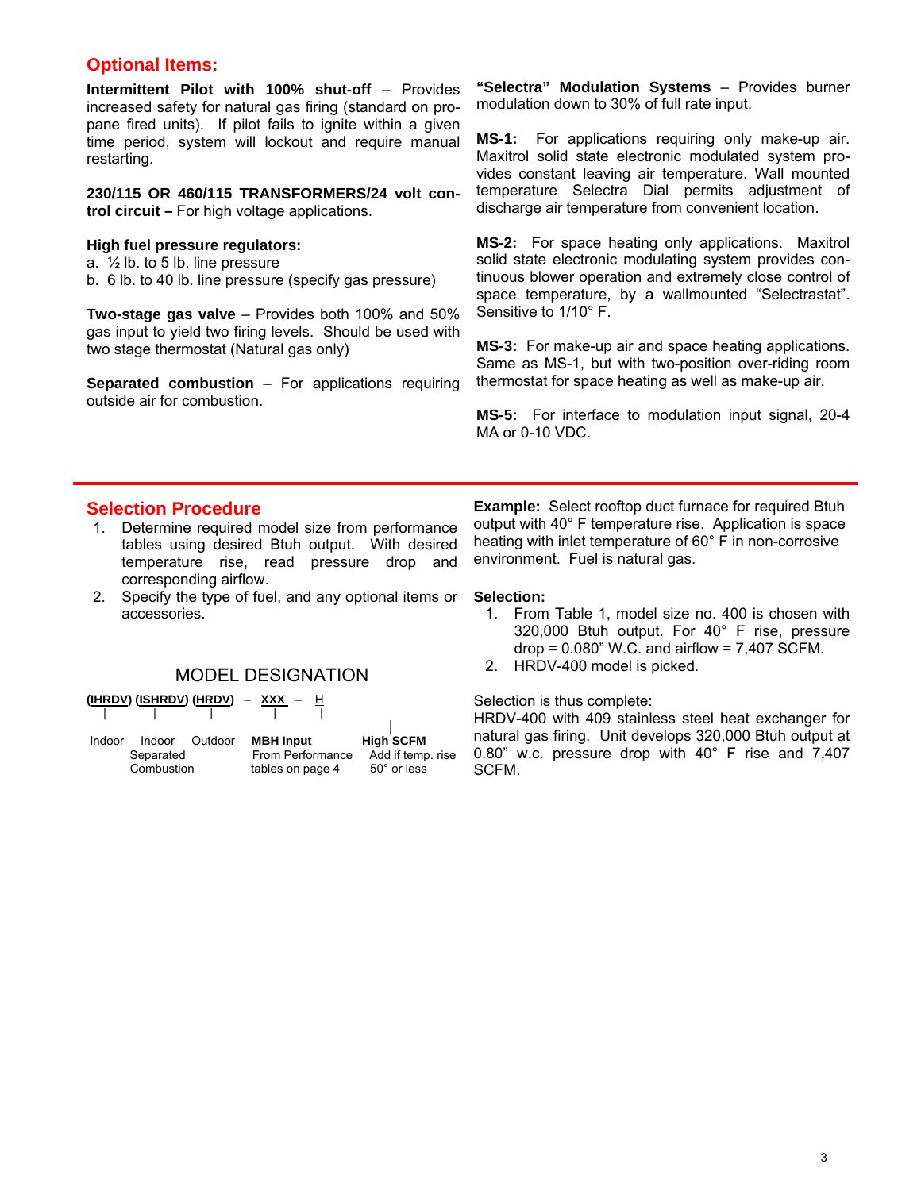## Optional Items:

**Intermittent Pilot with 100% shut-off** – Provides increased safety for natural gas firing (standard on propane fired units). If pilot fails to ignite within a given time period, system will lockout and require manual restarting.

**230/115 OR 460/115 TRANSFORMERS/24 volt control circuit –** For high voltage applications.

**High fuel pressure regulators:**

a. ½ lb. to 5 lb. line pressure
b. 6 lb. to 40 lb. line pressure (specify gas pressure)

**Two-stage gas valve** – Provides both 100% and 50% gas input to yield two firing levels. Should be used with two stage thermostat (Natural gas only)

**Separated combustion** – For applications requiring outside air for combustion.

**"Selectra" Modulation Systems** – Provides burner modulation down to 30% of full rate input.

**MS-1:** For applications requiring only make-up air. Maxitrol solid state electronic modulated system provides constant leaving air temperature. Wall mounted temperature Selectra Dial permits adjustment of discharge air temperature from convenient location.

**MS-2:** For space heating only applications. Maxitrol solid state electronic modulating system provides continuous blower operation and extremely close control of space temperature, by a wallmounted "Selectrastat". Sensitive to 1/10° F.

**MS-3:** For make-up air and space heating applications. Same as MS-1, but with two-position over-riding room thermostat for space heating as well as make-up air.

**MS-5:** For interface to modulation input signal, 20-4 MA or 0-10 VDC.

## Selection Procedure

1. Determine required model size from performance tables using desired Btuh output. With desired temperature rise, read pressure drop and corresponding airflow.
2. Specify the type of fuel, and any optional items or accessories.

### MODEL DESIGNATION

**(IHRDV) (ISHRDV) (HRDV)** – **XXX** – **H**

- (IHRDV): Indoor
- (ISHRDV): Indoor Separated Combustion
- (HRDV): Outdoor
- XXX: **MBH Input** From Performance tables on page 4
- H: **High SCFM** Add if temp. rise 50° or less

**Example:** Select rooftop duct furnace for required Btuh output with 40° F temperature rise. Application is space heating with inlet temperature of 60° F in non-corrosive environment. Fuel is natural gas.

**Selection:**

1. From Table 1, model size no. 400 is chosen with 320,000 Btuh output. For 40° F rise, pressure drop = 0.080" W.C. and airflow = 7,407 SCFM.
2. HRDV-400 model is picked.

Selection is thus complete:
HRDV-400 with 409 stainless steel heat exchanger for natural gas firing. Unit develops 320,000 Btuh output at 0.80" w.c. pressure drop with 40° F rise and 7,407 SCFM.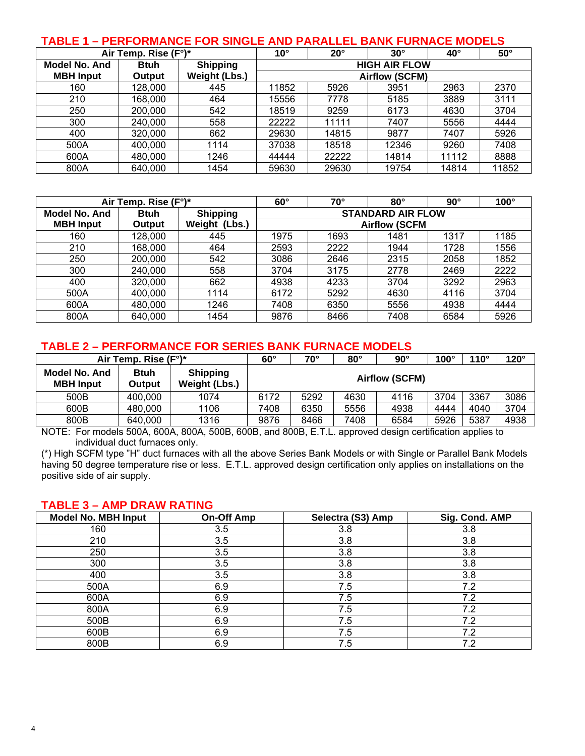## TABLE 1 – PERFORMANCE FOR SINGLE AND PARALLEL BANK FURNACE MODELS

| Air Temp. Rise (F°)* | | | 10° | 20° | 30° | 40° | 50° |
|---|---|---|---|---|---|---|---|
| **Model No. And MBH Input** | **Btuh Output** | **Shipping Weight (Lbs.)** | **HIGH AIR FLOW Airflow (SCFM)** | | | | |
| 160 | 128,000 | 445 | 11852 | 5926 | 3951 | 2963 | 2370 |
| 210 | 168,000 | 464 | 15556 | 7778 | 5185 | 3889 | 3111 |
| 250 | 200,000 | 542 | 18519 | 9259 | 6173 | 4630 | 3704 |
| 300 | 240,000 | 558 | 22222 | 11111 | 7407 | 5556 | 4444 |
| 400 | 320,000 | 662 | 29630 | 14815 | 9877 | 7407 | 5926 |
| 500A | 400,000 | 1114 | 37038 | 18518 | 12346 | 9260 | 7408 |
| 600A | 480,000 | 1246 | 44444 | 22222 | 14814 | 11112 | 8888 |
| 800A | 640,000 | 1454 | 59630 | 29630 | 19754 | 14814 | 11852 |

| Air Temp. Rise (F°)* | | | 60° | 70° | 80° | 90° | 100° |
|---|---|---|---|---|---|---|---|
| **Model No. And MBH Input** | **Btuh Output** | **Shipping Weight (Lbs.)** | **STANDARD AIR FLOW Airflow (SCFM** | | | | |
| 160 | 128,000 | 445 | 1975 | 1693 | 1481 | 1317 | 1185 |
| 210 | 168,000 | 464 | 2593 | 2222 | 1944 | 1728 | 1556 |
| 250 | 200,000 | 542 | 3086 | 2646 | 2315 | 2058 | 1852 |
| 300 | 240,000 | 558 | 3704 | 3175 | 2778 | 2469 | 2222 |
| 400 | 320,000 | 662 | 4938 | 4233 | 3704 | 3292 | 2963 |
| 500A | 400,000 | 1114 | 6172 | 5292 | 4630 | 4116 | 3704 |
| 600A | 480,000 | 1246 | 7408 | 6350 | 5556 | 4938 | 4444 |
| 800A | 640,000 | 1454 | 9876 | 8466 | 7408 | 6584 | 5926 |

## TABLE 2 – PERFORMANCE FOR SERIES BANK FURNACE MODELS

| Air Temp. Rise (F°)* | | | 60° | 70° | 80° | 90° | 100° | 110° | 120° |
|---|---|---|---|---|---|---|---|---|---|
| **Model No. And MBH Input** | **Btuh Output** | **Shipping Weight (Lbs.)** | **Airflow (SCFM)** | | | | | | |
| 500B | 400,000 | 1074 | 6172 | 5292 | 4630 | 4116 | 3704 | 3367 | 3086 |
| 600B | 480,000 | 1106 | 7408 | 6350 | 5556 | 4938 | 4444 | 4040 | 3704 |
| 800B | 640,000 | 1316 | 9876 | 8466 | 7408 | 6584 | 5926 | 5387 | 4938 |

NOTE: For models 500A, 600A, 800A, 500B, 600B, and 800B, E.T.L. approved design certification applies to individual duct furnaces only.

(*) High SCFM type "H" duct furnaces with all the above Series Bank Models or with Single or Parallel Bank Models having 50 degree temperature rise or less. E.T.L. approved design certification only applies on installations on the positive side of air supply.

## TABLE 3 – AMP DRAW RATING

| Model No. MBH Input | On-Off Amp | Selectra (S3) Amp | Sig. Cond. AMP |
|---|---|---|---|
| 160 | 3.5 | 3.8 | 3.8 |
| 210 | 3.5 | 3.8 | 3.8 |
| 250 | 3.5 | 3.8 | 3.8 |
| 300 | 3.5 | 3.8 | 3.8 |
| 400 | 3.5 | 3.8 | 3.8 |
| 500A | 6.9 | 7.5 | 7.2 |
| 600A | 6.9 | 7.5 | 7.2 |
| 800A | 6.9 | 7.5 | 7.2 |
| 500B | 6.9 | 7.5 | 7.2 |
| 600B | 6.9 | 7.5 | 7.2 |
| 800B | 6.9 | 7.5 | 7.2 |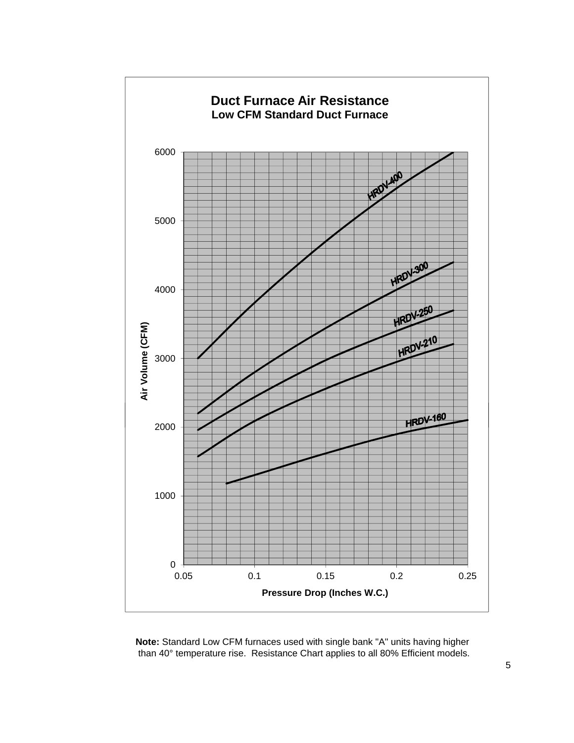## Duct Furnace Air Resistance

### Low CFM Standard Duct Furnace

Air Volume (CFM) vs. Pressure Drop (Inches W.C.)

Curves: HRDV-400, HRDV-300, HRDV-250, HRDV-210, HRDV-160

**Note:** Standard Low CFM furnaces used with single bank "A" units having higher than 40° temperature rise. Resistance Chart applies to all 80% Efficient models.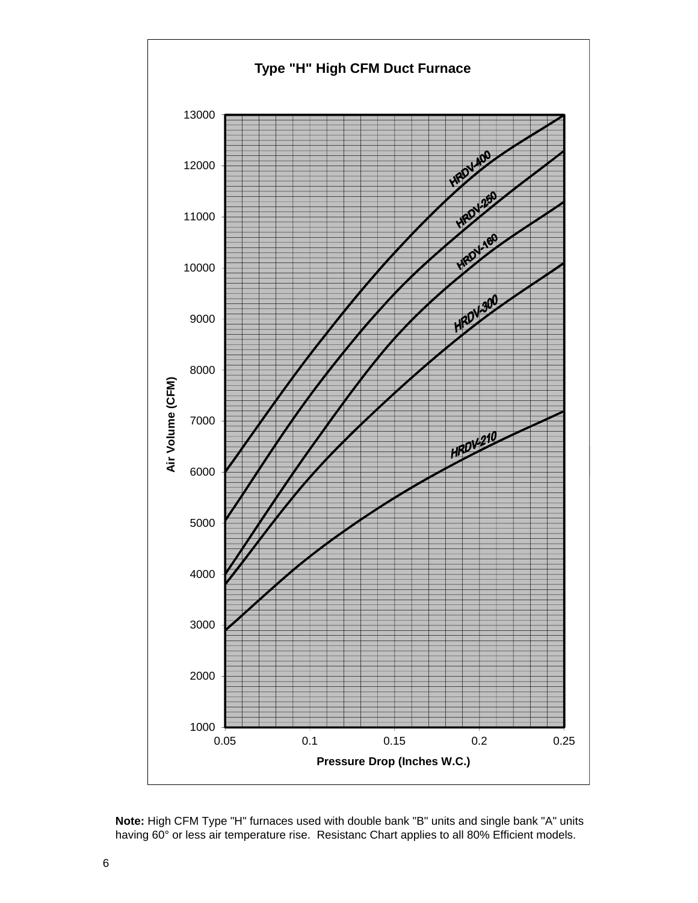**Type "H" High CFM Duct Furnace**

Air Volume (CFM)

13000, 12000, 11000, 10000, 9000, 8000, 7000, 6000, 5000, 4000, 3000, 2000, 1000

HRDV-400

HRDV-250

HRDV-160

HRDV-300

HRDV-210

0.05, 0.1, 0.15, 0.2, 0.25

Pressure Drop (Inches W.C.)

**Note:** High CFM Type "H" furnaces used with double bank "B" units and single bank "A" units having 60° or less air temperature rise. Resistanc Chart applies to all 80% Efficient models.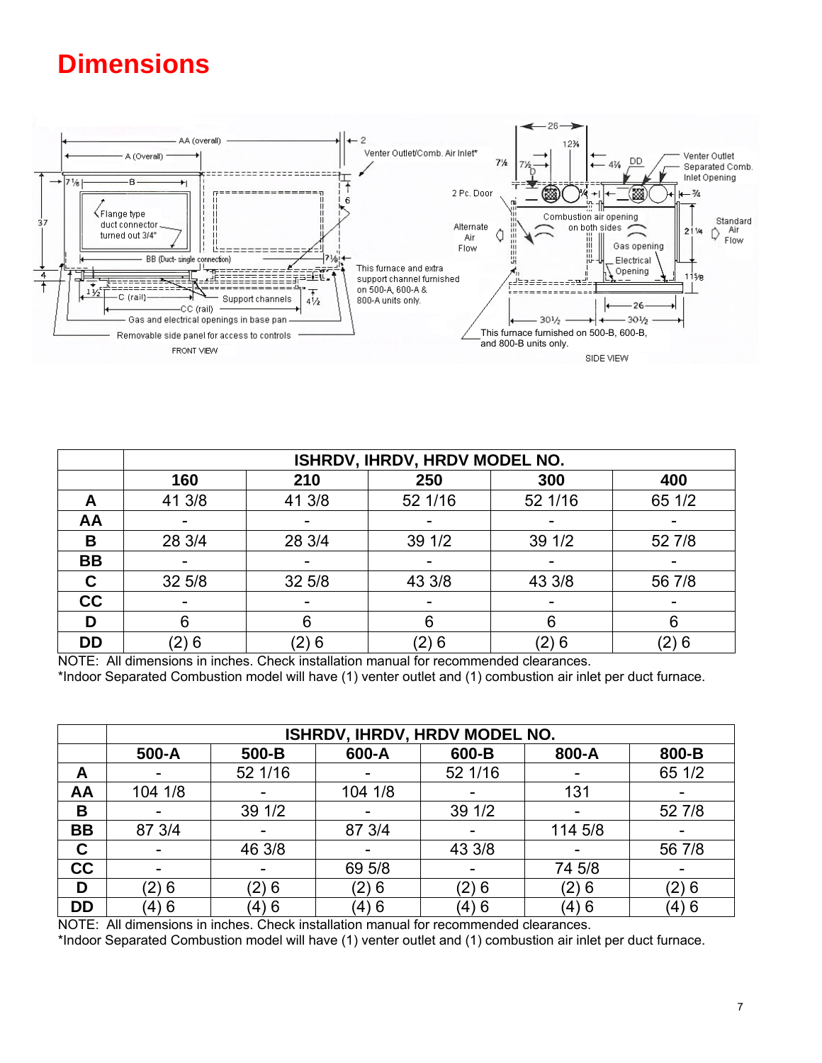# Dimensions

| | ISHRDV, IHRDV, HRDV MODEL NO. | | | | |
|---|---|---|---|---|---|
| | 160 | 210 | 250 | 300 | 400 |
| A | 41 3/8 | 41 3/8 | 52 1/16 | 52 1/16 | 65 1/2 |
| AA | - | - | - | - | - |
| B | 28 3/4 | 28 3/4 | 39 1/2 | 39 1/2 | 52 7/8 |
| BB | - | - | - | - | - |
| C | 32 5/8 | 32 5/8 | 43 3/8 | 43 3/8 | 56 7/8 |
| CC | - | - | - | - | - |
| D | 6 | 6 | 6 | 6 | 6 |
| DD | (2) 6 | (2) 6 | (2) 6 | (2) 6 | (2) 6 |

NOTE: All dimensions in inches. Check installation manual for recommended clearances.
*Indoor Separated Combustion model will have (1) venter outlet and (1) combustion air inlet per duct furnace.

| | ISHRDV, IHRDV, HRDV MODEL NO. | | | | | |
|---|---|---|---|---|---|---|
| | 500-A | 500-B | 600-A | 600-B | 800-A | 800-B |
| A | - | 52 1/16 | - | 52 1/16 | - | 65 1/2 |
| AA | 104 1/8 | - | 104 1/8 | - | 131 | - |
| B | - | 39 1/2 | - | 39 1/2 | - | 52 7/8 |
| BB | 87 3/4 | - | 87 3/4 | - | 114 5/8 | - |
| C | - | 46 3/8 | - | 43 3/8 | - | 56 7/8 |
| CC | - | - | 69 5/8 | - | 74 5/8 | - |
| D | (2) 6 | (2) 6 | (2) 6 | (2) 6 | (2) 6 | (2) 6 |
| DD | (4) 6 | (4) 6 | (4) 6 | (4) 6 | (4) 6 | (4) 6 |

NOTE: All dimensions in inches. Check installation manual for recommended clearances.
*Indoor Separated Combustion model will have (1) venter outlet and (1) combustion air inlet per duct furnace.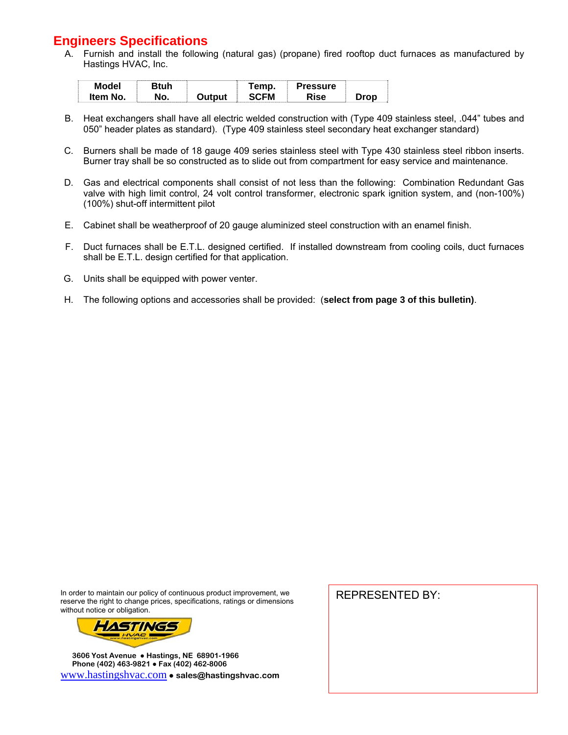## Engineers Specifications

A. Furnish and install the following (natural gas) (propane) fired rooftop duct furnaces as manufactured by Hastings HVAC, Inc.

| Model Item No. | Btuh No. | Output | Temp. SCFM | Pressure Rise | Drop |
|---|---|---|---|---|---|

B. Heat exchangers shall have all electric welded construction with (Type 409 stainless steel, .044" tubes and 050" header plates as standard). (Type 409 stainless steel secondary heat exchanger standard)

C. Burners shall be made of 18 gauge 409 series stainless steel with Type 430 stainless steel ribbon inserts. Burner tray shall be so constructed as to slide out from compartment for easy service and maintenance.

D. Gas and electrical components shall consist of not less than the following: Combination Redundant Gas valve with high limit control, 24 volt control transformer, electronic spark ignition system, and (non-100%) (100%) shut-off intermittent pilot

E. Cabinet shall be weatherproof of 20 gauge aluminized steel construction with an enamel finish.

F. Duct furnaces shall be E.T.L. designed certified. If installed downstream from cooling coils, duct furnaces shall be E.T.L. design certified for that application.

G. Units shall be equipped with power venter.

H. The following options and accessories shall be provided: (**select from page 3 of this bulletin)**.

In order to maintain our policy of continuous product improvement, we reserve the right to change prices, specifications, ratings or dimensions without notice or obligation.

HASTINGS HVAC
www.hastingshvac.com

**3606 Yost Avenue • Hastings, NE 68901-1966**
**Phone (402) 463-9821 • Fax (402) 462-8006**
www.hastingshvac.com • **sales@hastingshvac.com**

REPRESENTED BY: